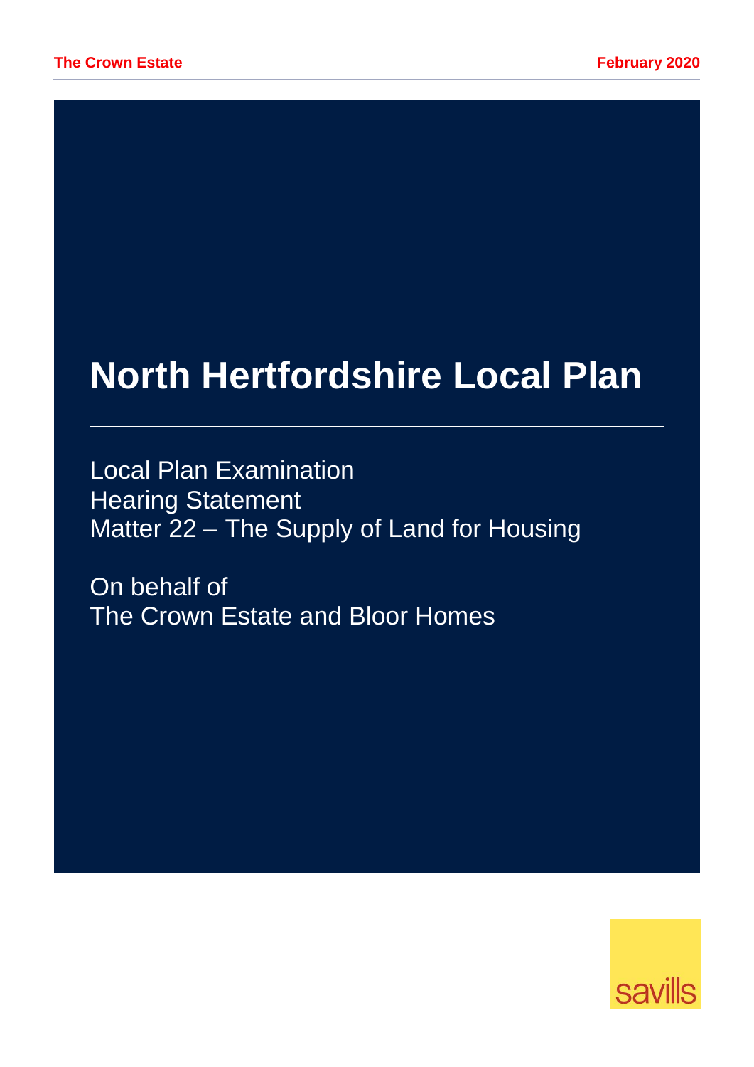The Crown Estate February 2020

# North Hertfordshire Local Plan

Local Plan Examination
Hearing Statement
Matter 22 – The Supply of Land for Housing

On behalf of
The Crown Estate and Bloor Homes

savills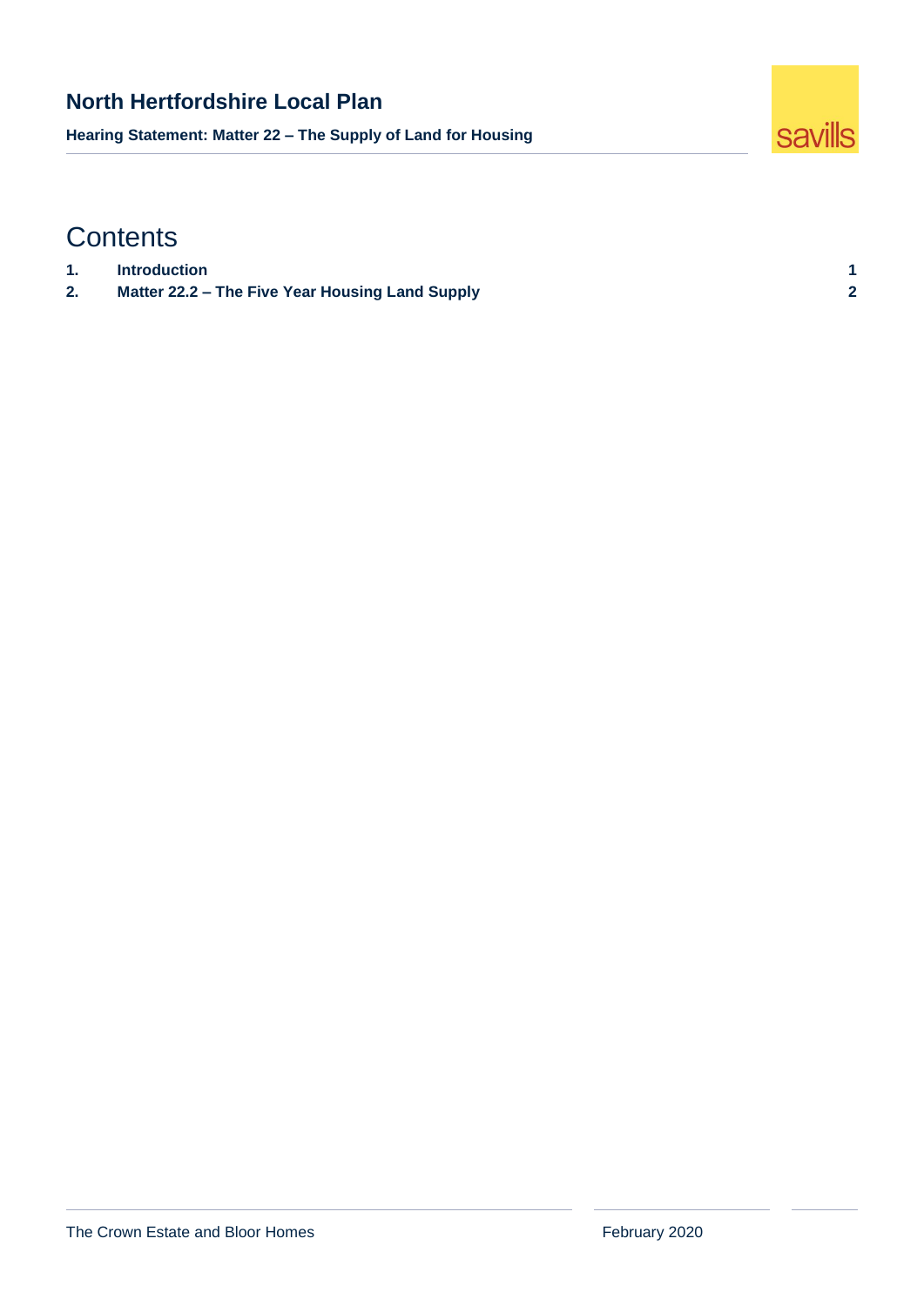# Contents

| | | |
|---|---|---|
| 1. | Introduction | 1 |
| 2. | Matter 22.2 – The Five Year Housing Land Supply | 2 |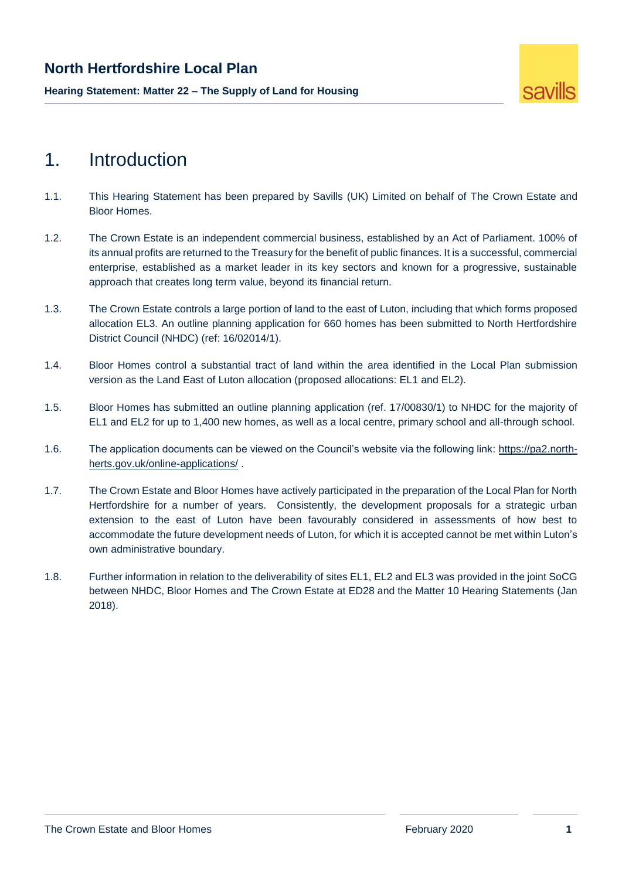# 1. Introduction

1.1. This Hearing Statement has been prepared by Savills (UK) Limited on behalf of The Crown Estate and Bloor Homes.

1.2. The Crown Estate is an independent commercial business, established by an Act of Parliament. 100% of its annual profits are returned to the Treasury for the benefit of public finances. It is a successful, commercial enterprise, established as a market leader in its key sectors and known for a progressive, sustainable approach that creates long term value, beyond its financial return.

1.3. The Crown Estate controls a large portion of land to the east of Luton, including that which forms proposed allocation EL3. An outline planning application for 660 homes has been submitted to North Hertfordshire District Council (NHDC) (ref: 16/02014/1).

1.4. Bloor Homes control a substantial tract of land within the area identified in the Local Plan submission version as the Land East of Luton allocation (proposed allocations: EL1 and EL2).

1.5. Bloor Homes has submitted an outline planning application (ref. 17/00830/1) to NHDC for the majority of EL1 and EL2 for up to 1,400 new homes, as well as a local centre, primary school and all-through school.

1.6. The application documents can be viewed on the Council's website via the following link: https://pa2.north-herts.gov.uk/online-applications/ .

1.7. The Crown Estate and Bloor Homes have actively participated in the preparation of the Local Plan for North Hertfordshire for a number of years. Consistently, the development proposals for a strategic urban extension to the east of Luton have been favourably considered in assessments of how best to accommodate the future development needs of Luton, for which it is accepted cannot be met within Luton's own administrative boundary.

1.8. Further information in relation to the deliverability of sites EL1, EL2 and EL3 was provided in the joint SoCG between NHDC, Bloor Homes and The Crown Estate at ED28 and the Matter 10 Hearing Statements (Jan 2018).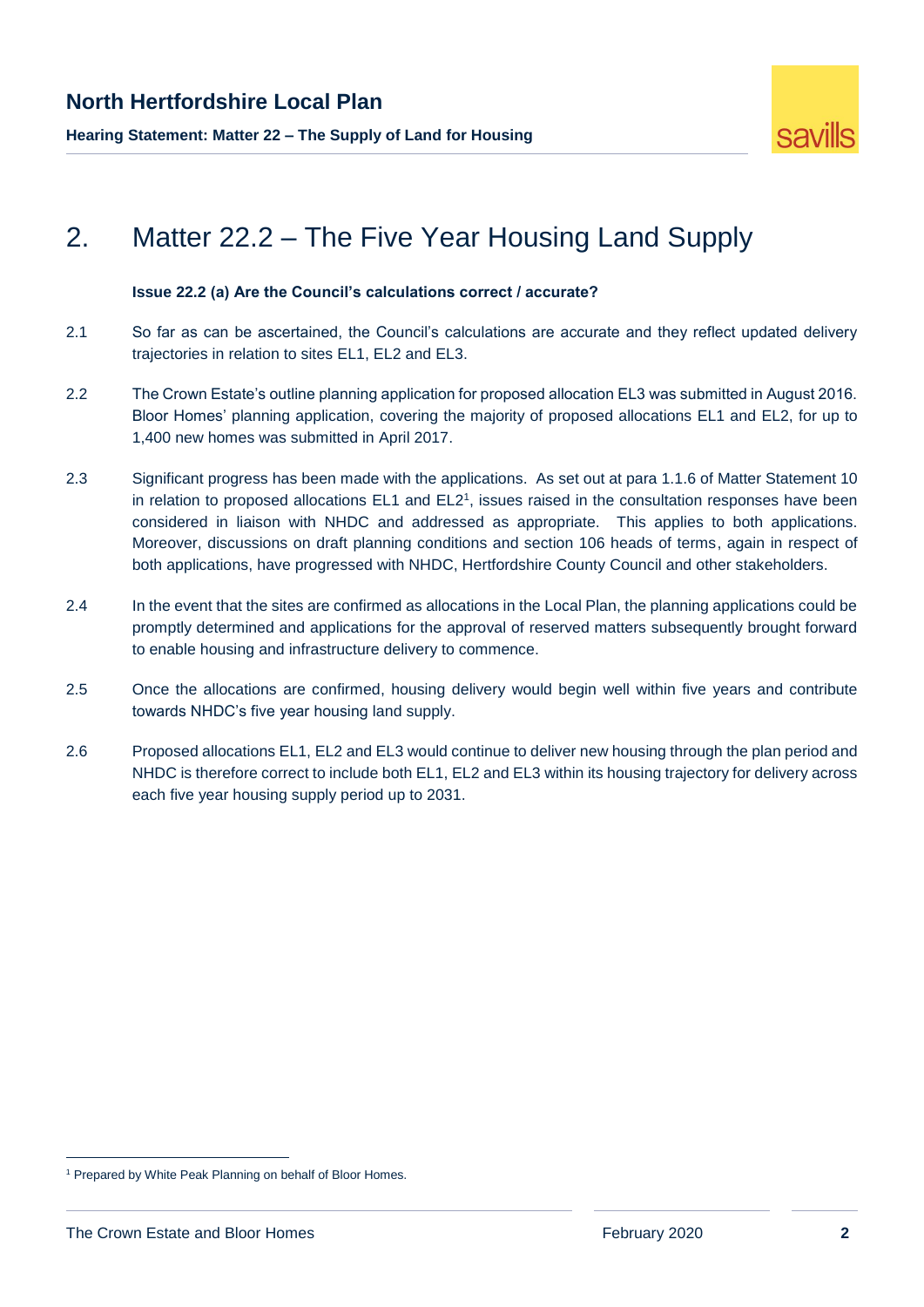## 2. Matter 22.2 – The Five Year Housing Land Supply

**Issue 22.2 (a) Are the Council's calculations correct / accurate?**

2.1 So far as can be ascertained, the Council's calculations are accurate and they reflect updated delivery trajectories in relation to sites EL1, EL2 and EL3.

2.2 The Crown Estate's outline planning application for proposed allocation EL3 was submitted in August 2016. Bloor Homes' planning application, covering the majority of proposed allocations EL1 and EL2, for up to 1,400 new homes was submitted in April 2017.

2.3 Significant progress has been made with the applications. As set out at para 1.1.6 of Matter Statement 10 in relation to proposed allocations EL1 and EL2[1], issues raised in the consultation responses have been considered in liaison with NHDC and addressed as appropriate. This applies to both applications. Moreover, discussions on draft planning conditions and section 106 heads of terms, again in respect of both applications, have progressed with NHDC, Hertfordshire County Council and other stakeholders.

2.4 In the event that the sites are confirmed as allocations in the Local Plan, the planning applications could be promptly determined and applications for the approval of reserved matters subsequently brought forward to enable housing and infrastructure delivery to commence.

2.5 Once the allocations are confirmed, housing delivery would begin well within five years and contribute towards NHDC's five year housing land supply.

2.6 Proposed allocations EL1, EL2 and EL3 would continue to deliver new housing through the plan period and NHDC is therefore correct to include both EL1, EL2 and EL3 within its housing trajectory for delivery across each five year housing supply period up to 2031.

[1] Prepared by White Peak Planning on behalf of Bloor Homes.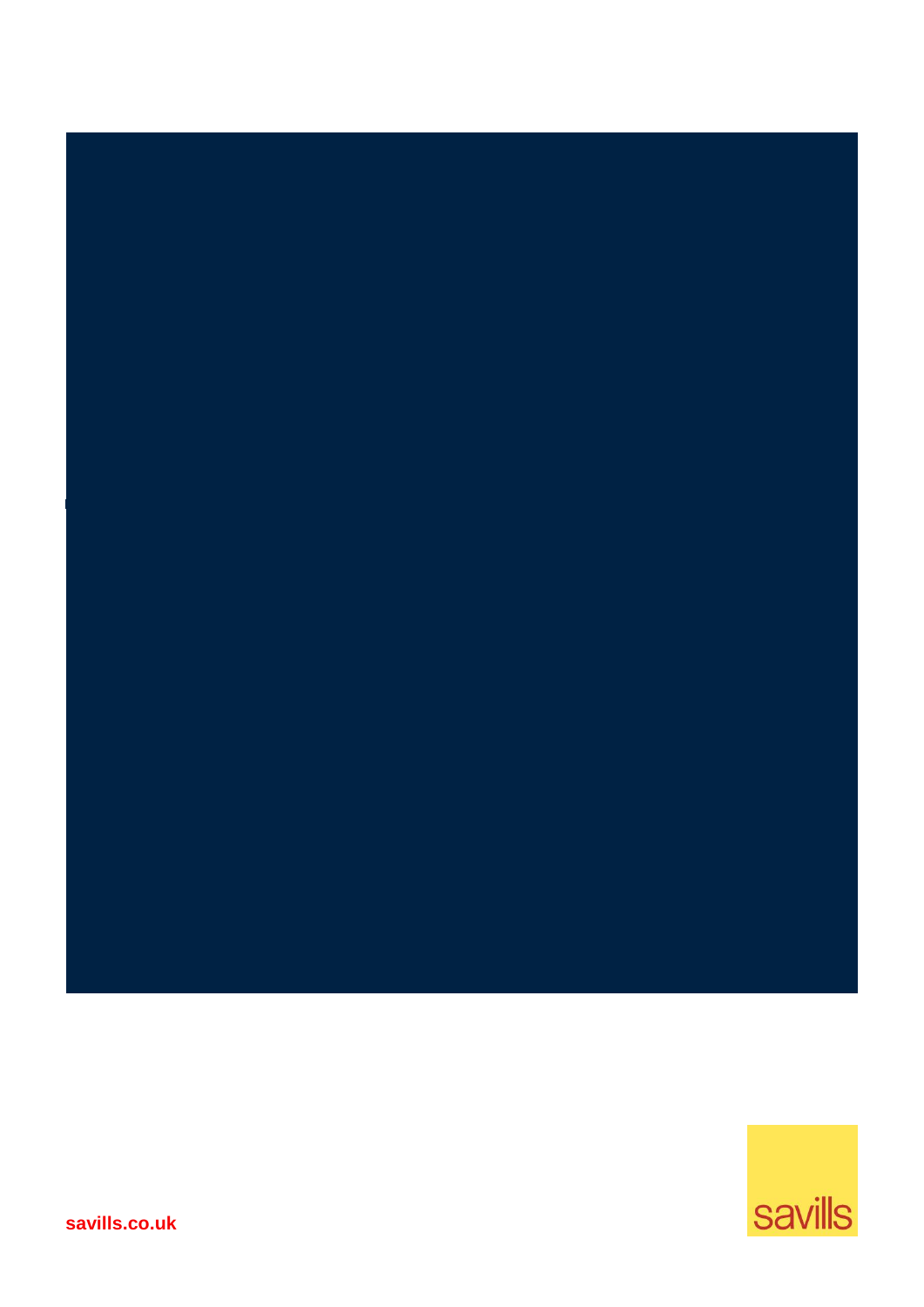savills.co.uk

savills